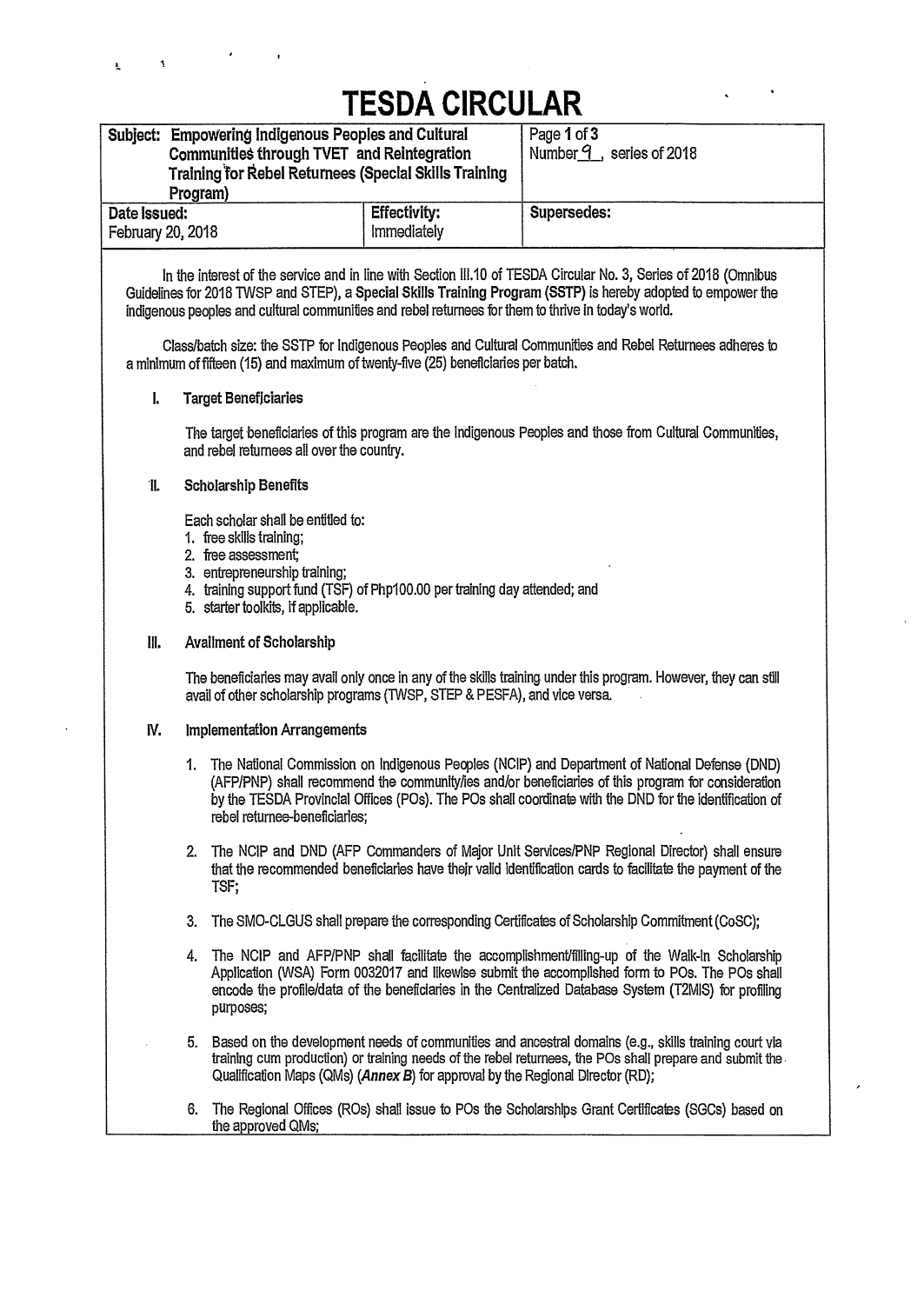# TESDA CIRCULAR

| Subject: Empowering Indigenous Peoples and Cultural Communities through TVET and Reintegration Training for Rebel Returnees (Special Skills Training Program) | | Page 1 of 3<br>Number 9 , series of 2018 |
|---|---|---|
| **Date Issued:**<br>February 20, 2018 | **Effectivity:**<br>Immediately | **Supersedes:** |

In the interest of the service and in line with Section III.10 of TESDA Circular No. 3, Series of 2018 (Omnibus Guidelines for 2018 TWSP and STEP), a **Special Skills Training Program (SSTP)** is hereby adopted to empower the indigenous peoples and cultural communities and rebel returnees for them to thrive in today's world.

Class/batch size: the SSTP for Indigenous Peoples and Cultural Communities and Rebel Returnees adheres to a minimum of fifteen (15) and maximum of twenty-five (25) beneficiaries per batch.

## I. Target Beneficiaries

The target beneficiaries of this program are the Indigenous Peoples and those from Cultural Communities, and rebel returnees all over the country.

## II. Scholarship Benefits

Each scholar shall be entitled to:

1. free skills training;
2. free assessment;
3. entrepreneurship training;
4. training support fund (TSF) of Php100.00 per training day attended; and
5. starter toolkits, if applicable.

## III. Availment of Scholarship

The beneficiaries may avail only once in any of the skills training under this program. However, they can still avail of other scholarship programs (TWSP, STEP & PESFA), and vice versa.

## IV. Implementation Arrangements

1. The National Commission on Indigenous Peoples (NCIP) and Department of National Defense (DND) (AFP/PNP) shall recommend the community/ies and/or beneficiaries of this program for consideration by the TESDA Provincial Offices (POs). The POs shall coordinate with the DND for the identification of rebel returnee-beneficiaries;
2. The NCIP and DND (AFP Commanders of Major Unit Services/PNP Regional Director) shall ensure that the recommended beneficiaries have their valid identification cards to facilitate the payment of the TSF;
3. The SMO-CLGUS shall prepare the corresponding Certificates of Scholarship Commitment (CoSC);
4. The NCIP and AFP/PNP shall facilitate the accomplishment/filling-up of the Walk-in Scholarship Application (WSA) Form 0032017 and likewise submit the accomplished form to POs. The POs shall encode the profile/data of the beneficiaries in the Centralized Database System (T2MIS) for profiling purposes;
5. Based on the development needs of communities and ancestral domains (e.g., skills training court via training cum production) or training needs of the rebel returnees, the POs shall prepare and submit the Qualification Maps (QMs) (***Annex B***) for approval by the Regional Director (RD);
6. The Regional Offices (ROs) shall issue to POs the Scholarships Grant Certificates (SGCs) based on the approved QMs;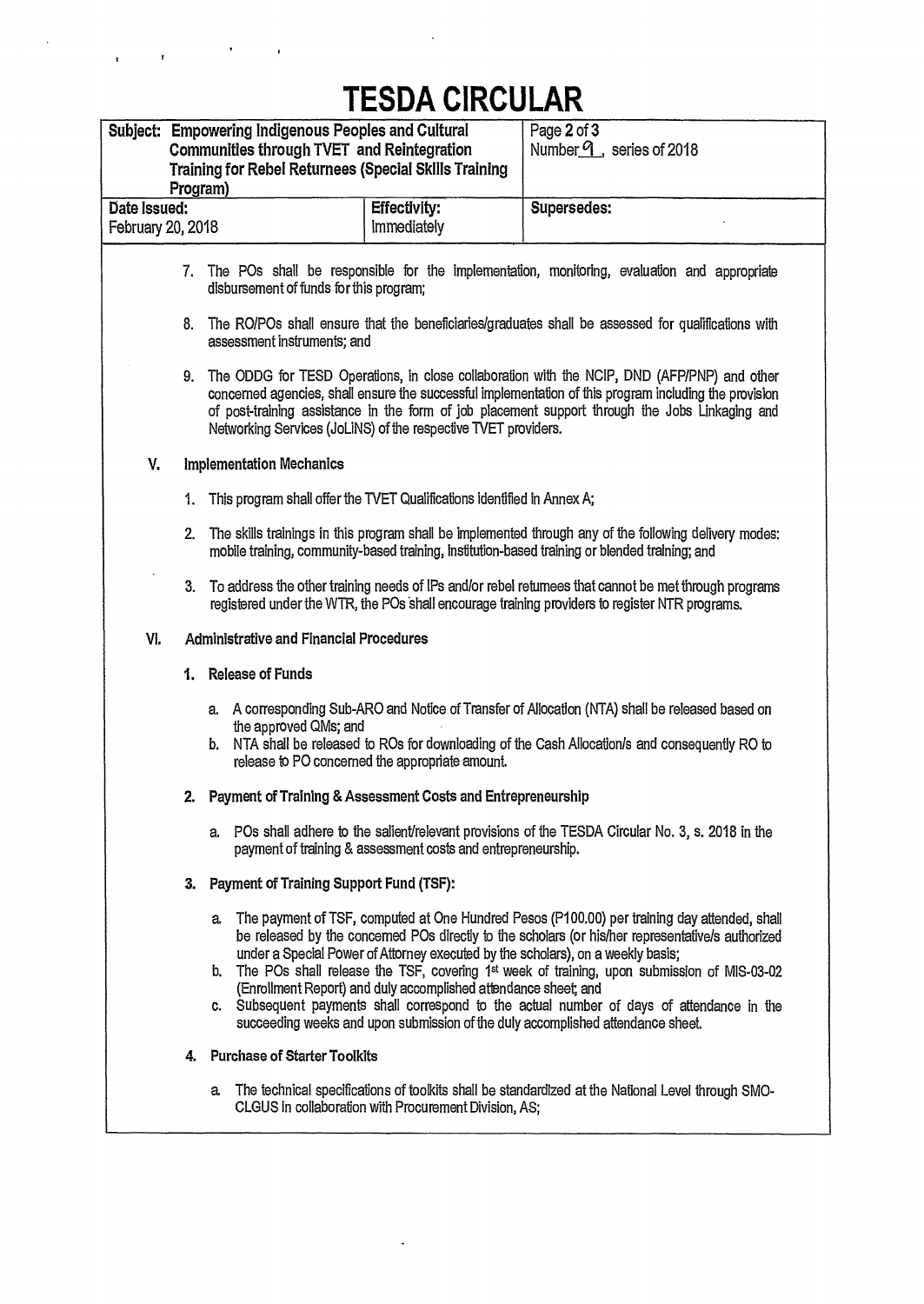# TESDA CIRCULAR

| Subject: Empowering Indigenous Peoples and Cultural Communities through TVET and Reintegration Training for Rebel Returnees (Special Skills Training Program) | | Page 2 of 3<br>Number 9, series of 2018 |
|---|---|---|
| **Date Issued:**<br>February 20, 2018 | **Effectivity:**<br>Immediately | **Supersedes:** |

7. The POs shall be responsible for the implementation, monitoring, evaluation and appropriate disbursement of funds for this program;

8. The RO/POs shall ensure that the beneficiaries/graduates shall be assessed for qualifications with assessment instruments; and

9. The ODDG for TESD Operations, in close collaboration with the NCIP, DND (AFP/PNP) and other concerned agencies, shall ensure the successful implementation of this program including the provision of post-training assistance in the form of job placement support through the Jobs Linkaging and Networking Services (JoLiNS) of the respective TVET providers.

## V. Implementation Mechanics

1. This program shall offer the TVET Qualifications identified in Annex A;

2. The skills trainings in this program shall be implemented through any of the following delivery modes: mobile training, community-based training, institution-based training or blended training; and

3. To address the other training needs of IPs and/or rebel returnees that cannot be met through programs registered under the WTR, the POs shall encourage training providers to register NTR programs.

## VI. Administrative and Financial Procedures

### 1. Release of Funds

a. A corresponding Sub-ARO and Notice of Transfer of Allocation (NTA) shall be released based on the approved QMs; and

b. NTA shall be released to ROs for downloading of the Cash Allocation/s and consequently RO to release to PO concerned the appropriate amount.

### 2. Payment of Training & Assessment Costs and Entrepreneurship

a. POs shall adhere to the salient/relevant provisions of the TESDA Circular No. 3, s. 2018 in the payment of training & assessment costs and entrepreneurship.

### 3. Payment of Training Support Fund (TSF):

a. The payment of TSF, computed at One Hundred Pesos (P100.00) per training day attended, shall be released by the concerned POs directly to the scholars (or his/her representative/s authorized under a Special Power of Attorney executed by the scholars), on a weekly basis;

b. The POs shall release the TSF, covering 1st week of training, upon submission of MIS-03-02 (Enrollment Report) and duly accomplished attendance sheet; and

c. Subsequent payments shall correspond to the actual number of days of attendance in the succeeding weeks and upon submission of the duly accomplished attendance sheet.

### 4. Purchase of Starter Toolkits

a. The technical specifications of toolkits shall be standardized at the National Level through SMO-CLGUS in collaboration with Procurement Division, AS;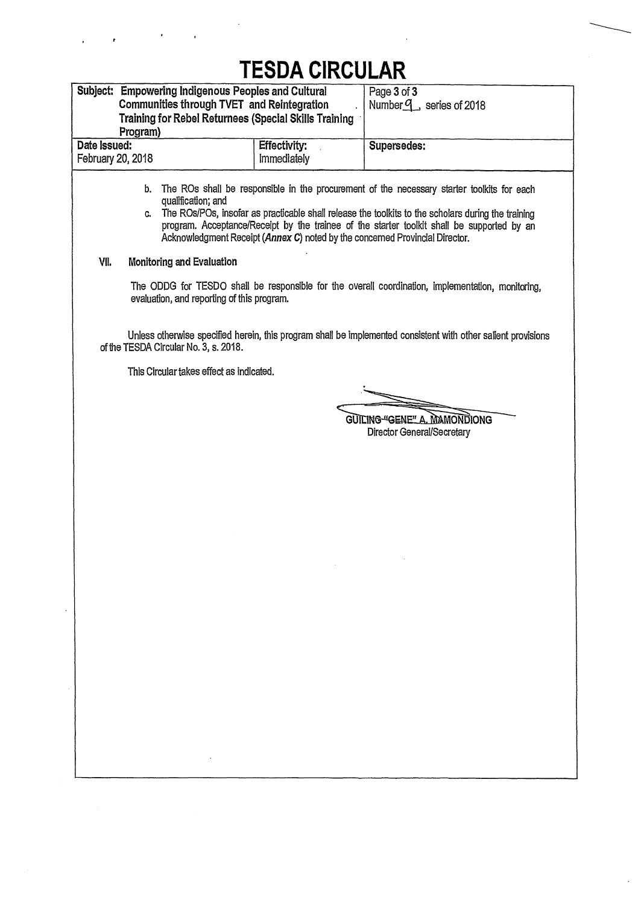# TESDA CIRCULAR

| Subject: Empowering Indigenous Peoples and Cultural Communities through TVET and Reintegration Training for Rebel Returnees (Special Skills Training Program) | | Page 3 of 3<br>Number 9, series of 2018 |
|---|---|---|
| **Date Issued:**<br>February 20, 2018 | **Effectivity:**<br>Immediately | **Supersedes:** |

b. The ROs shall be responsible in the procurement of the necessary starter toolkits for each qualification; and

c. The ROs/POs, insofar as practicable shall release the toolkits to the scholars during the training program. Acceptance/Receipt by the trainee of the starter toolkit shall be supported by an Acknowledgment Receipt (***Annex C***) noted by the concerned Provincial Director.

**VII. Monitoring and Evaluation**

The ODDG for TESDO shall be responsible for the overall coordination, implementation, monitoring, evaluation, and reporting of this program.

Unless otherwise specified herein, this program shall be implemented consistent with other salient provisions of the TESDA Circular No. 3, s. 2018.

This Circular takes effect as indicated.

**GUILING "GENE" A. MAMONDIONG**
Director General/Secretary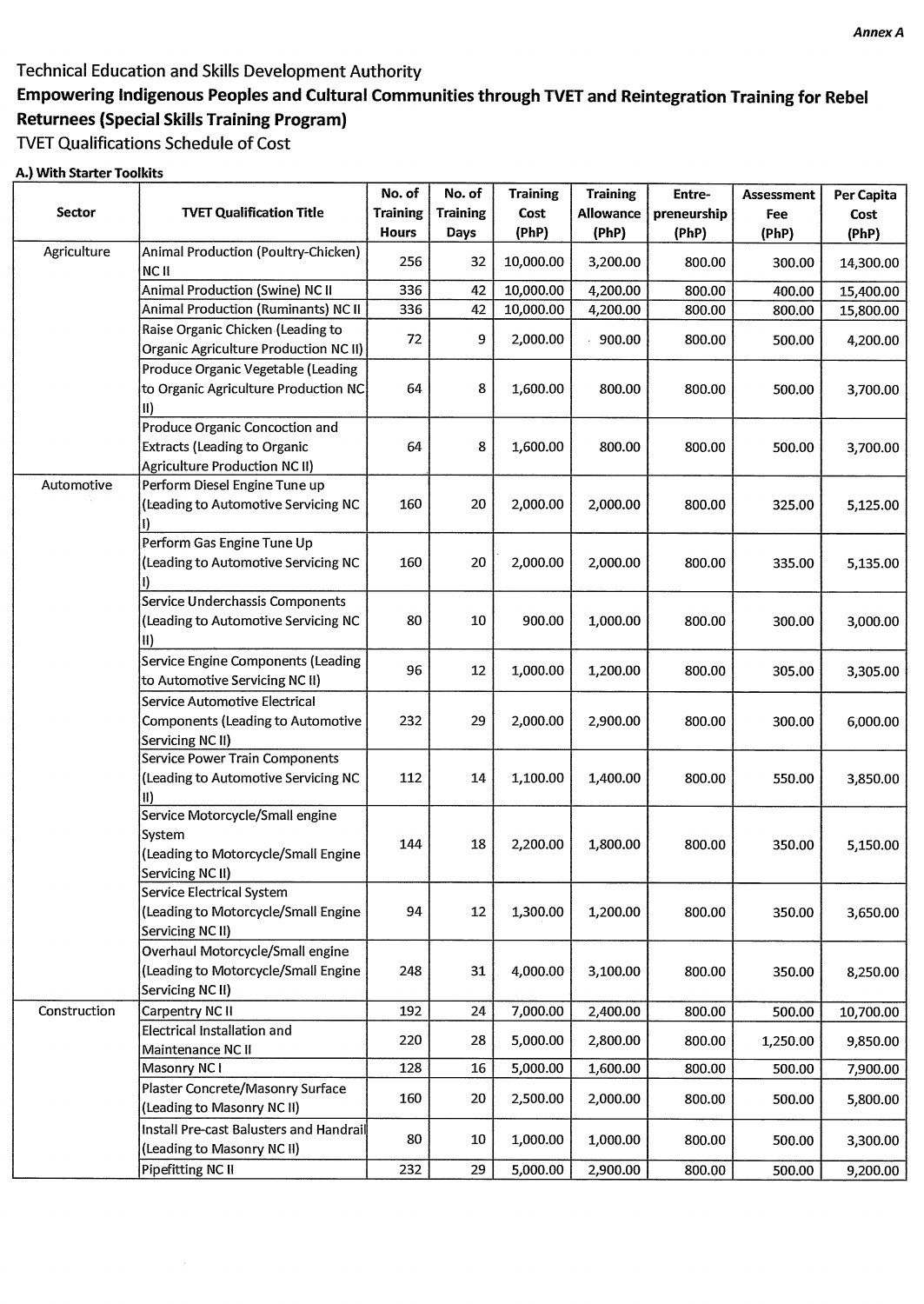*Annex A*

Technical Education and Skills Development Authority

**Empowering Indigenous Peoples and Cultural Communities through TVET and Reintegration Training for Rebel Returnees (Special Skills Training Program)**

TVET Qualifications Schedule of Cost

**A.) With Starter Toolkits**

| Sector | TVET Qualification Title | No. of Training Hours | No. of Training Days | Training Cost (PhP) | Training Allowance (PhP) | Entre-preneurship (PhP) | Assessment Fee (PhP) | Per Capita Cost (PhP) |
|---|---|---|---|---|---|---|---|---|
| Agriculture | Animal Production (Poultry-Chicken) NC II | 256 | 32 | 10,000.00 | 3,200.00 | 800.00 | 300.00 | 14,300.00 |
| | Animal Production (Swine) NC II | 336 | 42 | 10,000.00 | 4,200.00 | 800.00 | 400.00 | 15,400.00 |
| | Animal Production (Ruminants) NC II | 336 | 42 | 10,000.00 | 4,200.00 | 800.00 | 800.00 | 15,800.00 |
| | Raise Organic Chicken (Leading to Organic Agriculture Production NC II) | 72 | 9 | 2,000.00 | 900.00 | 800.00 | 500.00 | 4,200.00 |
| | Produce Organic Vegetable (Leading to Organic Agriculture Production NC II) | 64 | 8 | 1,600.00 | 800.00 | 800.00 | 500.00 | 3,700.00 |
| | Produce Organic Concoction and Extracts (Leading to Organic Agriculture Production NC II) | 64 | 8 | 1,600.00 | 800.00 | 800.00 | 500.00 | 3,700.00 |
| Automotive | Perform Diesel Engine Tune up (Leading to Automotive Servicing NC I) | 160 | 20 | 2,000.00 | 2,000.00 | 800.00 | 325.00 | 5,125.00 |
| | Perform Gas Engine Tune Up (Leading to Automotive Servicing NC I) | 160 | 20 | 2,000.00 | 2,000.00 | 800.00 | 335.00 | 5,135.00 |
| | Service Underchassis Components (Leading to Automotive Servicing NC II) | 80 | 10 | 900.00 | 1,000.00 | 800.00 | 300.00 | 3,000.00 |
| | Service Engine Components (Leading to Automotive Servicing NC II) | 96 | 12 | 1,000.00 | 1,200.00 | 800.00 | 305.00 | 3,305.00 |
| | Service Automotive Electrical Components (Leading to Automotive Servicing NC II) | 232 | 29 | 2,000.00 | 2,900.00 | 800.00 | 300.00 | 6,000.00 |
| | Service Power Train Components (Leading to Automotive Servicing NC II) | 112 | 14 | 1,100.00 | 1,400.00 | 800.00 | 550.00 | 3,850.00 |
| | Service Motorcycle/Small engine System (Leading to Motorcycle/Small Engine Servicing NC II) | 144 | 18 | 2,200.00 | 1,800.00 | 800.00 | 350.00 | 5,150.00 |
| | Service Electrical System (Leading to Motorcycle/Small Engine Servicing NC II) | 94 | 12 | 1,300.00 | 1,200.00 | 800.00 | 350.00 | 3,650.00 |
| | Overhaul Motorcycle/Small engine (Leading to Motorcycle/Small Engine Servicing NC II) | 248 | 31 | 4,000.00 | 3,100.00 | 800.00 | 350.00 | 8,250.00 |
| Construction | Carpentry NC II | 192 | 24 | 7,000.00 | 2,400.00 | 800.00 | 500.00 | 10,700.00 |
| | Electrical Installation and Maintenance NC II | 220 | 28 | 5,000.00 | 2,800.00 | 800.00 | 1,250.00 | 9,850.00 |
| | Masonry NC I | 128 | 16 | 5,000.00 | 1,600.00 | 800.00 | 500.00 | 7,900.00 |
| | Plaster Concrete/Masonry Surface (Leading to Masonry NC II) | 160 | 20 | 2,500.00 | 2,000.00 | 800.00 | 500.00 | 5,800.00 |
| | Install Pre-cast Balusters and Handrail (Leading to Masonry NC II) | 80 | 10 | 1,000.00 | 1,000.00 | 800.00 | 500.00 | 3,300.00 |
| | Pipefitting NC II | 232 | 29 | 5,000.00 | 2,900.00 | 800.00 | 500.00 | 9,200.00 |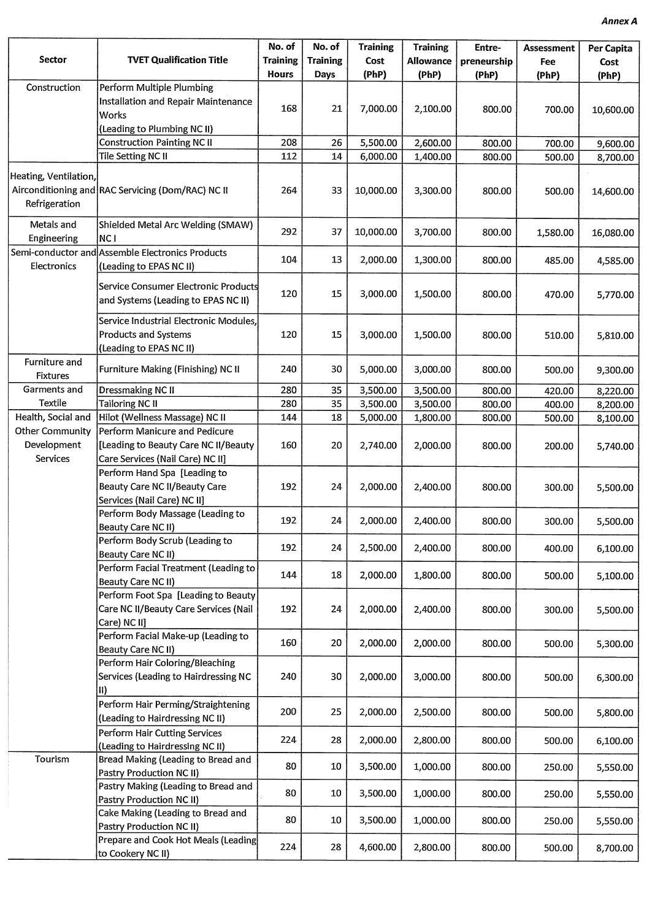*Annex A*

| Sector | TVET Qualification Title | No. of Training Hours | No. of Training Days | Training Cost (PhP) | Training Allowance (PhP) | Entre-preneurship (PhP) | Assessment Fee (PhP) | Per Capita Cost (PhP) |
|---|---|---|---|---|---|---|---|---|
| Construction | Perform Multiple Plumbing Installation and Repair Maintenance Works (Leading to Plumbing NC II) | 168 | 21 | 7,000.00 | 2,100.00 | 800.00 | 700.00 | 10,600.00 |
| | Construction Painting NC II | 208 | 26 | 5,500.00 | 2,600.00 | 800.00 | 700.00 | 9,600.00 |
| | Tile Setting NC II | 112 | 14 | 6,000.00 | 1,400.00 | 800.00 | 500.00 | 8,700.00 |
| Heating, Ventilation, Airconditioning and Refrigeration | RAC Servicing (Dom/RAC) NC II | 264 | 33 | 10,000.00 | 3,300.00 | 800.00 | 500.00 | 14,600.00 |
| Metals and Engineering | Shielded Metal Arc Welding (SMAW) NC I | 292 | 37 | 10,000.00 | 3,700.00 | 800.00 | 1,580.00 | 16,080.00 |
| Semi-conductor and Electronics | Assemble Electronics Products (Leading to EPAS NC II) | 104 | 13 | 2,000.00 | 1,300.00 | 800.00 | 485.00 | 4,585.00 |
| | Service Consumer Electronic Products and Systems (Leading to EPAS NC II) | 120 | 15 | 3,000.00 | 1,500.00 | 800.00 | 470.00 | 5,770.00 |
| | Service Industrial Electronic Modules, Products and Systems (Leading to EPAS NC II) | 120 | 15 | 3,000.00 | 1,500.00 | 800.00 | 510.00 | 5,810.00 |
| Furniture and Fixtures | Furniture Making (Finishing) NC II | 240 | 30 | 5,000.00 | 3,000.00 | 800.00 | 500.00 | 9,300.00 |
| Garments and Textile | Dressmaking NC II | 280 | 35 | 3,500.00 | 3,500.00 | 800.00 | 420.00 | 8,220.00 |
| | Tailoring NC II | 280 | 35 | 3,500.00 | 3,500.00 | 800.00 | 400.00 | 8,200.00 |
| Health, Social and Other Community Development Services | Hilot (Wellness Massage) NC II | 144 | 18 | 5,000.00 | 1,800.00 | 800.00 | 500.00 | 8,100.00 |
| | Perform Manicure and Pedicure [Leading to Beauty Care NC II/Beauty Care Services (Nail Care) NC II] | 160 | 20 | 2,740.00 | 2,000.00 | 800.00 | 200.00 | 5,740.00 |
| | Perform Hand Spa [Leading to Beauty Care NC II/Beauty Care Services (Nail Care) NC II] | 192 | 24 | 2,000.00 | 2,400.00 | 800.00 | 300.00 | 5,500.00 |
| | Perform Body Massage (Leading to Beauty Care NC II) | 192 | 24 | 2,000.00 | 2,400.00 | 800.00 | 300.00 | 5,500.00 |
| | Perform Body Scrub (Leading to Beauty Care NC II) | 192 | 24 | 2,500.00 | 2,400.00 | 800.00 | 400.00 | 6,100.00 |
| | Perform Facial Treatment (Leading to Beauty Care NC II) | 144 | 18 | 2,000.00 | 1,800.00 | 800.00 | 500.00 | 5,100.00 |
| | Perform Foot Spa [Leading to Beauty Care NC II/Beauty Care Services (Nail Care) NC II] | 192 | 24 | 2,000.00 | 2,400.00 | 800.00 | 300.00 | 5,500.00 |
| | Perform Facial Make-up (Leading to Beauty Care NC II) | 160 | 20 | 2,000.00 | 2,000.00 | 800.00 | 500.00 | 5,300.00 |
| | Perform Hair Coloring/Bleaching Services (Leading to Hairdressing NC II) | 240 | 30 | 2,000.00 | 3,000.00 | 800.00 | 500.00 | 6,300.00 |
| | Perform Hair Perming/Straightening (Leading to Hairdressing NC II) | 200 | 25 | 2,000.00 | 2,500.00 | 800.00 | 500.00 | 5,800.00 |
| | Perform Hair Cutting Services (Leading to Hairdressing NC II) | 224 | 28 | 2,000.00 | 2,800.00 | 800.00 | 500.00 | 6,100.00 |
| Tourism | Bread Making (Leading to Bread and Pastry Production NC II) | 80 | 10 | 3,500.00 | 1,000.00 | 800.00 | 250.00 | 5,550.00 |
| | Pastry Making (Leading to Bread and Pastry Production NC II) | 80 | 10 | 3,500.00 | 1,000.00 | 800.00 | 250.00 | 5,550.00 |
| | Cake Making (Leading to Bread and Pastry Production NC II) | 80 | 10 | 3,500.00 | 1,000.00 | 800.00 | 250.00 | 5,550.00 |
| | Prepare and Cook Hot Meals (Leading to Cookery NC II) | 224 | 28 | 4,600.00 | 2,800.00 | 800.00 | 500.00 | 8,700.00 |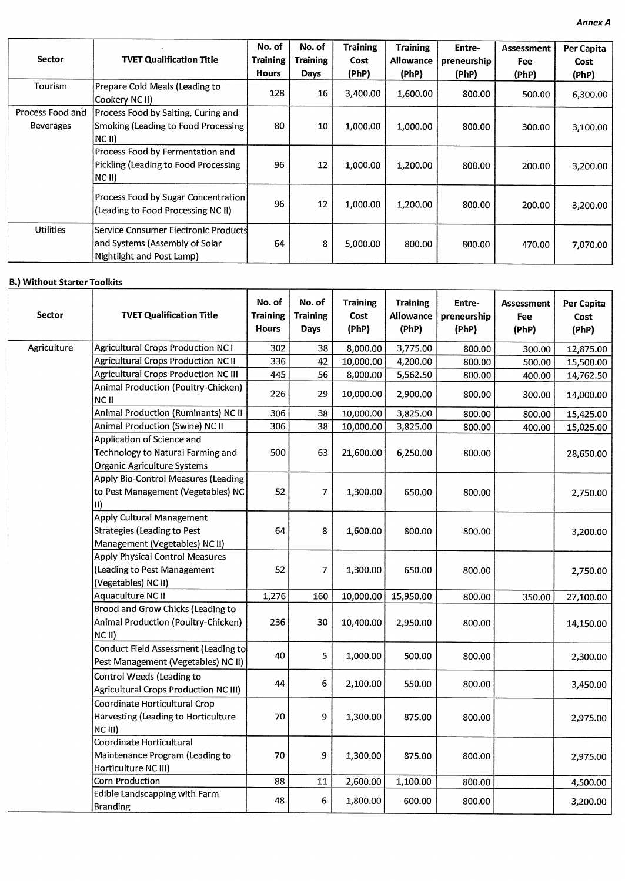*Annex A*

| Sector | TVET Qualification Title | No. of Training Hours | No. of Training Days | Training Cost (PhP) | Training Allowance (PhP) | Entre-preneurship (PhP) | Assessment Fee (PhP) | Per Capita Cost (PhP) |
|---|---|---|---|---|---|---|---|---|
| Tourism | Prepare Cold Meals (Leading to Cookery NC II) | 128 | 16 | 3,400.00 | 1,600.00 | 800.00 | 500.00 | 6,300.00 |
| Process Food and Beverages | Process Food by Salting, Curing and Smoking (Leading to Food Processing NC II) | 80 | 10 | 1,000.00 | 1,000.00 | 800.00 | 300.00 | 3,100.00 |
| | Process Food by Fermentation and Pickling (Leading to Food Processing NC II) | 96 | 12 | 1,000.00 | 1,200.00 | 800.00 | 200.00 | 3,200.00 |
| | Process Food by Sugar Concentration (Leading to Food Processing NC II) | 96 | 12 | 1,000.00 | 1,200.00 | 800.00 | 200.00 | 3,200.00 |
| Utilities | Service Consumer Electronic Products and Systems (Assembly of Solar Nightlight and Post Lamp) | 64 | 8 | 5,000.00 | 800.00 | 800.00 | 470.00 | 7,070.00 |

**B.) Without Starter Toolkits**

| Sector | TVET Qualification Title | No. of Training Hours | No. of Training Days | Training Cost (PhP) | Training Allowance (PhP) | Entre-preneurship (PhP) | Assessment Fee (PhP) | Per Capita Cost (PhP) |
|---|---|---|---|---|---|---|---|---|
| Agriculture | Agricultural Crops Production NC I | 302 | 38 | 8,000.00 | 3,775.00 | 800.00 | 300.00 | 12,875.00 |
| | Agricultural Crops Production NC II | 336 | 42 | 10,000.00 | 4,200.00 | 800.00 | 500.00 | 15,500.00 |
| | Agricultural Crops Production NC III | 445 | 56 | 8,000.00 | 5,562.50 | 800.00 | 400.00 | 14,762.50 |
| | Animal Production (Poultry-Chicken) NC II | 226 | 29 | 10,000.00 | 2,900.00 | 800.00 | 300.00 | 14,000.00 |
| | Animal Production (Ruminants) NC II | 306 | 38 | 10,000.00 | 3,825.00 | 800.00 | 800.00 | 15,425.00 |
| | Animal Production (Swine) NC II | 306 | 38 | 10,000.00 | 3,825.00 | 800.00 | 400.00 | 15,025.00 |
| | Application of Science and Technology to Natural Farming and Organic Agriculture Systems | 500 | 63 | 21,600.00 | 6,250.00 | 800.00 | | 28,650.00 |
| | Apply Bio-Control Measures (Leading to Pest Management (Vegetables) NC II) | 52 | 7 | 1,300.00 | 650.00 | 800.00 | | 2,750.00 |
| | Apply Cultural Management Strategies (Leading to Pest Management (Vegetables) NC II) | 64 | 8 | 1,600.00 | 800.00 | 800.00 | | 3,200.00 |
| | Apply Physical Control Measures (Leading to Pest Management (Vegetables) NC II) | 52 | 7 | 1,300.00 | 650.00 | 800.00 | | 2,750.00 |
| | Aquaculture NC II | 1,276 | 160 | 10,000.00 | 15,950.00 | 800.00 | 350.00 | 27,100.00 |
| | Brood and Grow Chicks (Leading to Animal Production (Poultry-Chicken) NC II) | 236 | 30 | 10,400.00 | 2,950.00 | 800.00 | | 14,150.00 |
| | Conduct Field Assessment (Leading to Pest Management (Vegetables) NC II) | 40 | 5 | 1,000.00 | 500.00 | 800.00 | | 2,300.00 |
| | Control Weeds (Leading to Agricultural Crops Production NC III) | 44 | 6 | 2,100.00 | 550.00 | 800.00 | | 3,450.00 |
| | Coordinate Horticultural Crop Harvesting (Leading to Horticulture NC III) | 70 | 9 | 1,300.00 | 875.00 | 800.00 | | 2,975.00 |
| | Coordinate Horticultural Maintenance Program (Leading to Horticulture NC III) | 70 | 9 | 1,300.00 | 875.00 | 800.00 | | 2,975.00 |
| | Corn Production | 88 | 11 | 2,600.00 | 1,100.00 | 800.00 | | 4,500.00 |
| | Edible Landscaping with Farm Branding | 48 | 6 | 1,800.00 | 600.00 | 800.00 | | 3,200.00 |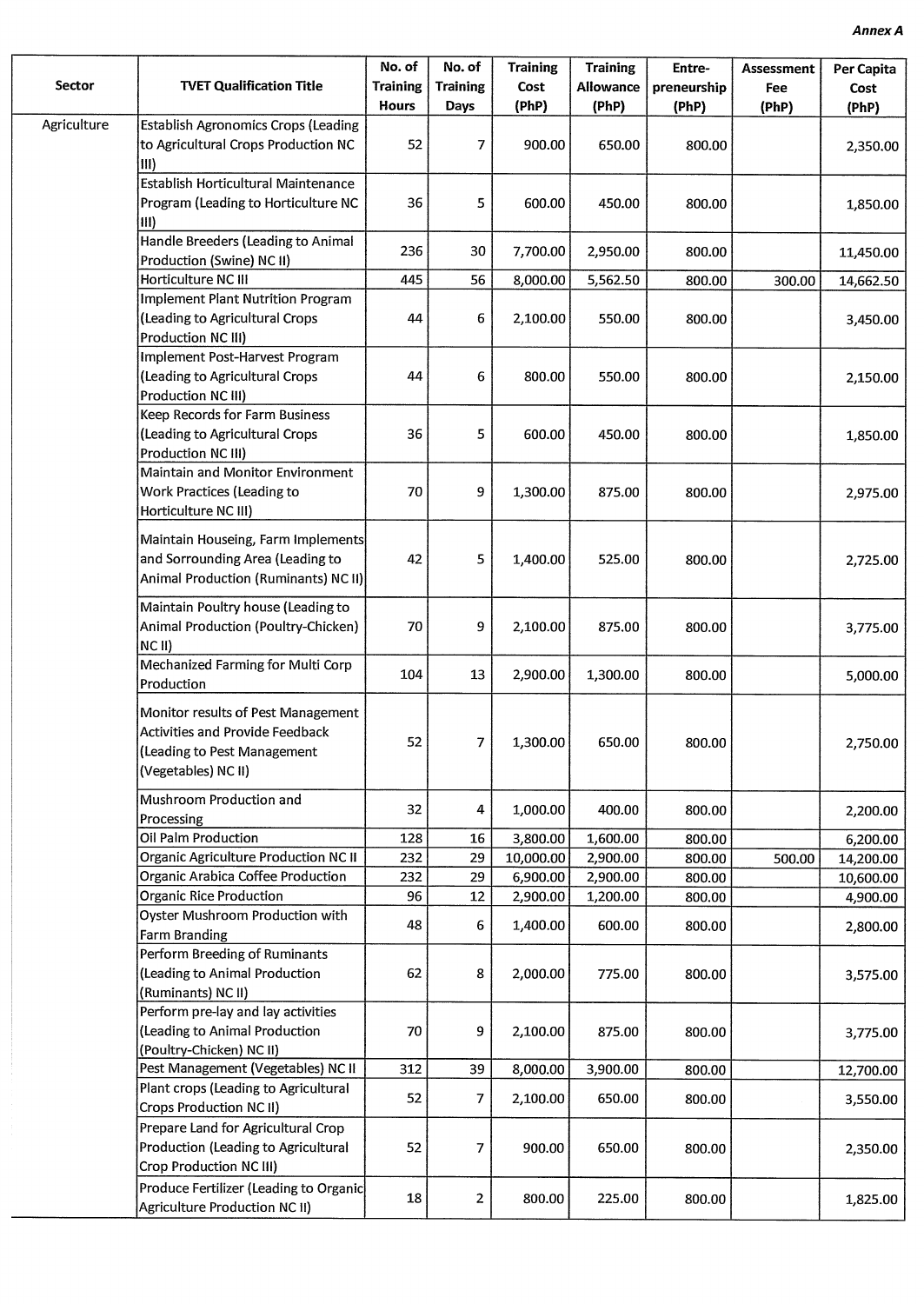*Annex A*

| Sector | TVET Qualification Title | No. of Training Hours | No. of Training Days | Training Cost (PhP) | Training Allowance (PhP) | Entre-preneurship (PhP) | Assessment Fee (PhP) | Per Capita Cost (PhP) |
|---|---|---|---|---|---|---|---|---|
| Agriculture | Establish Agronomics Crops (Leading to Agricultural Crops Production NC III) | 52 | 7 | 900.00 | 650.00 | 800.00 | | 2,350.00 |
| | Establish Horticultural Maintenance Program (Leading to Horticulture NC III) | 36 | 5 | 600.00 | 450.00 | 800.00 | | 1,850.00 |
| | Handle Breeders (Leading to Animal Production (Swine) NC II) | 236 | 30 | 7,700.00 | 2,950.00 | 800.00 | | 11,450.00 |
| | Horticulture NC III | 445 | 56 | 8,000.00 | 5,562.50 | 800.00 | 300.00 | 14,662.50 |
| | Implement Plant Nutrition Program (Leading to Agricultural Crops Production NC III) | 44 | 6 | 2,100.00 | 550.00 | 800.00 | | 3,450.00 |
| | Implement Post-Harvest Program (Leading to Agricultural Crops Production NC III) | 44 | 6 | 800.00 | 550.00 | 800.00 | | 2,150.00 |
| | Keep Records for Farm Business (Leading to Agricultural Crops Production NC III) | 36 | 5 | 600.00 | 450.00 | 800.00 | | 1,850.00 |
| | Maintain and Monitor Environment Work Practices (Leading to Horticulture NC III) | 70 | 9 | 1,300.00 | 875.00 | 800.00 | | 2,975.00 |
| | Maintain Houseing, Farm Implements and Sorrounding Area (Leading to Animal Production (Ruminants) NC II) | 42 | 5 | 1,400.00 | 525.00 | 800.00 | | 2,725.00 |
| | Maintain Poultry house (Leading to Animal Production (Poultry-Chicken) NC II) | 70 | 9 | 2,100.00 | 875.00 | 800.00 | | 3,775.00 |
| | Mechanized Farming for Multi Corp Production | 104 | 13 | 2,900.00 | 1,300.00 | 800.00 | | 5,000.00 |
| | Monitor results of Pest Management Activities and Provide Feedback (Leading to Pest Management (Vegetables) NC II) | 52 | 7 | 1,300.00 | 650.00 | 800.00 | | 2,750.00 |
| | Mushroom Production and Processing | 32 | 4 | 1,000.00 | 400.00 | 800.00 | | 2,200.00 |
| | Oil Palm Production | 128 | 16 | 3,800.00 | 1,600.00 | 800.00 | | 6,200.00 |
| | Organic Agriculture Production NC II | 232 | 29 | 10,000.00 | 2,900.00 | 800.00 | 500.00 | 14,200.00 |
| | Organic Arabica Coffee Production | 232 | 29 | 6,900.00 | 2,900.00 | 800.00 | | 10,600.00 |
| | Organic Rice Production | 96 | 12 | 2,900.00 | 1,200.00 | 800.00 | | 4,900.00 |
| | Oyster Mushroom Production with Farm Branding | 48 | 6 | 1,400.00 | 600.00 | 800.00 | | 2,800.00 |
| | Perform Breeding of Ruminants (Leading to Animal Production (Ruminants) NC II) | 62 | 8 | 2,000.00 | 775.00 | 800.00 | | 3,575.00 |
| | Perform pre-lay and lay activities (Leading to Animal Production (Poultry-Chicken) NC II) | 70 | 9 | 2,100.00 | 875.00 | 800.00 | | 3,775.00 |
| | Pest Management (Vegetables) NC II | 312 | 39 | 8,000.00 | 3,900.00 | 800.00 | | 12,700.00 |
| | Plant crops (Leading to Agricultural Crops Production NC II) | 52 | 7 | 2,100.00 | 650.00 | 800.00 | | 3,550.00 |
| | Prepare Land for Agricultural Crop Production (Leading to Agricultural Crop Production NC III) | 52 | 7 | 900.00 | 650.00 | 800.00 | | 2,350.00 |
| | Produce Fertilizer (Leading to Organic Agriculture Production NC II) | 18 | 2 | 800.00 | 225.00 | 800.00 | | 1,825.00 |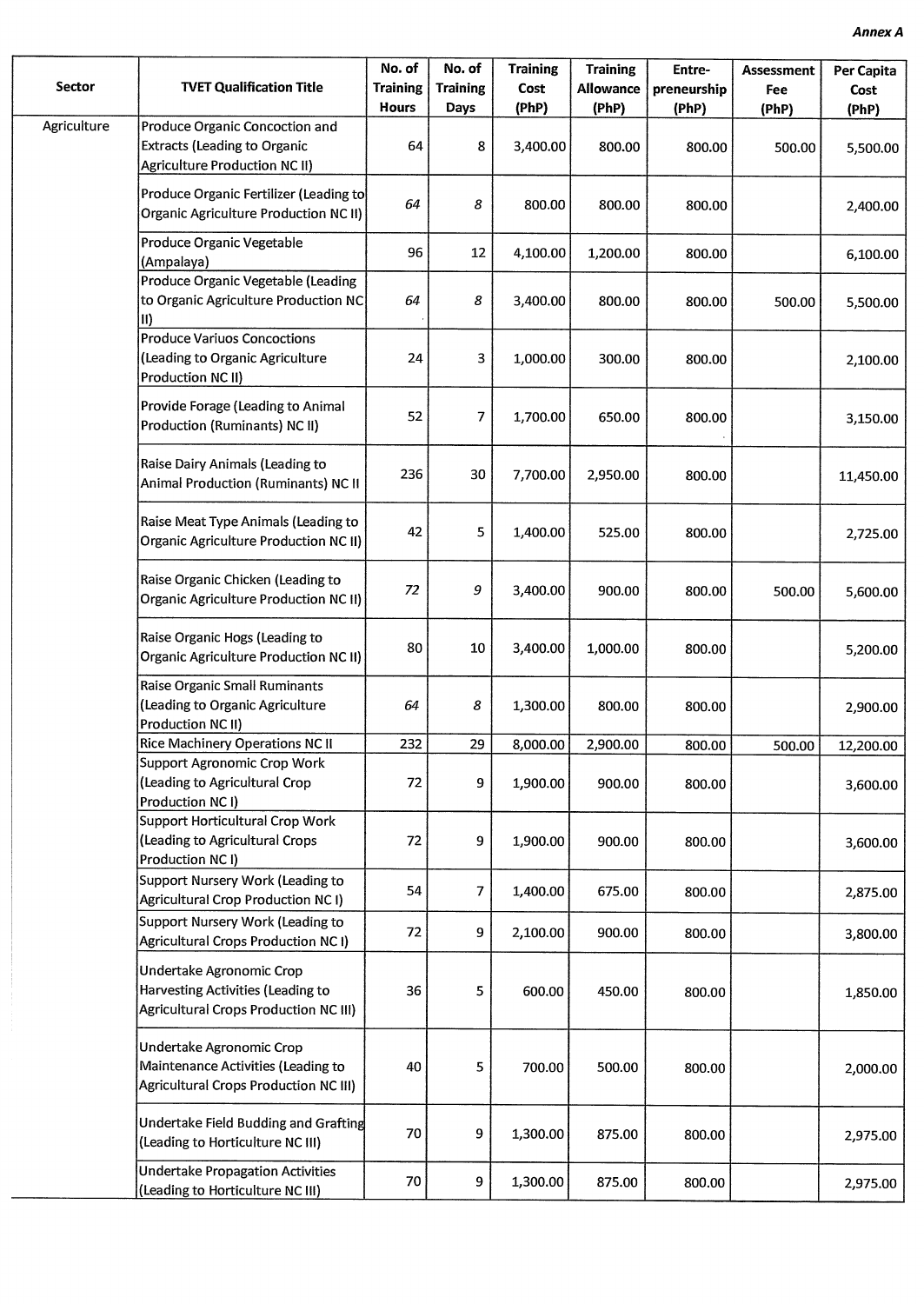*Annex A*

| Sector | TVET Qualification Title | No. of Training Hours | No. of Training Days | Training Cost (PhP) | Training Allowance (PhP) | Entre-preneurship (PhP) | Assessment Fee (PhP) | Per Capita Cost (PhP) |
|---|---|---|---|---|---|---|---|---|
| Agriculture | Produce Organic Concoction and Extracts (Leading to Organic Agriculture Production NC II) | 64 | 8 | 3,400.00 | 800.00 | 800.00 | 500.00 | 5,500.00 |
| | Produce Organic Fertilizer (Leading to Organic Agriculture Production NC II) | 64 | 8 | 800.00 | 800.00 | 800.00 | | 2,400.00 |
| | Produce Organic Vegetable (Ampalaya) | 96 | 12 | 4,100.00 | 1,200.00 | 800.00 | | 6,100.00 |
| | Produce Organic Vegetable (Leading to Organic Agriculture Production NC II) | 64 | 8 | 3,400.00 | 800.00 | 800.00 | 500.00 | 5,500.00 |
| | Produce Variuos Concoctions (Leading to Organic Agriculture Production NC II) | 24 | 3 | 1,000.00 | 300.00 | 800.00 | | 2,100.00 |
| | Provide Forage (Leading to Animal Production (Ruminants) NC II) | 52 | 7 | 1,700.00 | 650.00 | 800.00 | | 3,150.00 |
| | Raise Dairy Animals (Leading to Animal Production (Ruminants) NC II | 236 | 30 | 7,700.00 | 2,950.00 | 800.00 | | 11,450.00 |
| | Raise Meat Type Animals (Leading to Organic Agriculture Production NC II) | 42 | 5 | 1,400.00 | 525.00 | 800.00 | | 2,725.00 |
| | Raise Organic Chicken (Leading to Organic Agriculture Production NC II) | 72 | 9 | 3,400.00 | 900.00 | 800.00 | 500.00 | 5,600.00 |
| | Raise Organic Hogs (Leading to Organic Agriculture Production NC II) | 80 | 10 | 3,400.00 | 1,000.00 | 800.00 | | 5,200.00 |
| | Raise Organic Small Ruminants (Leading to Organic Agriculture Production NC II) | 64 | 8 | 1,300.00 | 800.00 | 800.00 | | 2,900.00 |
| | Rice Machinery Operations NC II | 232 | 29 | 8,000.00 | 2,900.00 | 800.00 | 500.00 | 12,200.00 |
| | Support Agronomic Crop Work (Leading to Agricultural Crop Production NC I) | 72 | 9 | 1,900.00 | 900.00 | 800.00 | | 3,600.00 |
| | Support Horticultural Crop Work (Leading to Agricultural Crops Production NC I) | 72 | 9 | 1,900.00 | 900.00 | 800.00 | | 3,600.00 |
| | Support Nursery Work (Leading to Agricultural Crop Production NC I) | 54 | 7 | 1,400.00 | 675.00 | 800.00 | | 2,875.00 |
| | Support Nursery Work (Leading to Agricultural Crops Production NC I) | 72 | 9 | 2,100.00 | 900.00 | 800.00 | | 3,800.00 |
| | Undertake Agronomic Crop Harvesting Activities (Leading to Agricultural Crops Production NC III) | 36 | 5 | 600.00 | 450.00 | 800.00 | | 1,850.00 |
| | Undertake Agronomic Crop Maintenance Activities (Leading to Agricultural Crops Production NC III) | 40 | 5 | 700.00 | 500.00 | 800.00 | | 2,000.00 |
| | Undertake Field Budding and Grafting (Leading to Horticulture NC III) | 70 | 9 | 1,300.00 | 875.00 | 800.00 | | 2,975.00 |
| | Undertake Propagation Activities (Leading to Horticulture NC III) | 70 | 9 | 1,300.00 | 875.00 | 800.00 | | 2,975.00 |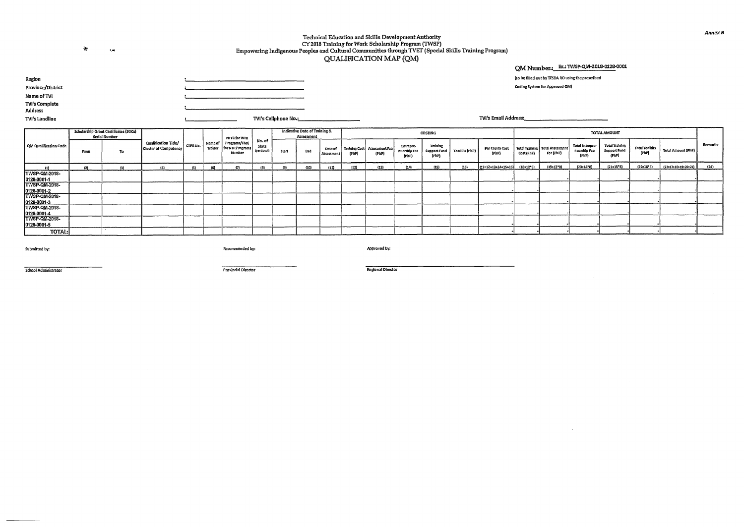*Annex B*

Technical Education and Skills Development Authority
CY 2018 Training for Work Scholarship Program (TWSP)
Empowering Indigenous Peoples and Cultural Communities through TVET (Special Skills Training Program)

# QUALIFICATION MAP (QM)

QM Number.: Ex.: TWSP-QM-2018-0128-0001

(to be filled out by TESDA RO using the prescribed Coding System for Approved QM)

Region : ______________________

Province/District : ______________________

Name of TVI : ______________________

TVI's Complete Address : ______________________

TVI's Landline : ____________ TVI's Cellphone No.: ____________ TVI's Email Address: ____________

| QM Qualification Code | Scholarship Grant Certificates (SGCs) Serial Number | | Qualification Title/ Cluster of Competency | CTPR No. | Name of Trainer | NTTC for WTR Programs/TMC for NTR Programs Number | No. of Slots (per batch) | Indicative Date of Training & Assessment | | | COSTING | | | | | | TOTAL AMOUNT | | | | | | Remarks |
|---|---|---|---|---|---|---|---|---|---|---|---|---|---|---|---|---|---|---|---|---|---|---|---|
| | From | To | | | | | | Start | End | Date of Assessment | Training Cost (PhP) | Assessment Fee (PhP) | Entrepreneurship Fee (PhP) | Training Support Fund (PhP) | Toolkits (PhP) | Per Capita Cost (PhP) | Total Training Cost (PhP) | Total Assessment Fee (PhP) | Total Entrepreneurship Fee (PhP) | Total Training Support Fund (PhP) | Total Toolkits (PhP) | Total Amount (PhP) | |
| (1) | (2) | (3) | (4) | (5) | (6) | (7) | (8) | (9) | (10) | (11) | (12) | (13) | (14) | (15) | (16) | (17=12+13+14+15+16) | (18=12*8) | (19=13*8) | (20=14*8) | (21=15*8) | (22=16*8) | (23=17+18+19+20+21) | (24) |
| TWSP-QM-2018-0128-0001-1 | | | | | | | | | | | | | | | | - | - | - | - | - | - | - | |
| TWSP-QM-2018-0128-0001-2 | | | | | | | | | | | | | | | | - | - | - | - | - | - | - | |
| TWSP-QM-2018-0128-0001-3 | | | | | | | | | | | | | | | | - | - | - | - | - | - | - | |
| TWSP-QM-2018-0128-0001-4 | | | | | | | | | | | | | | | | - | - | - | - | - | - | - | |
| TWSP-QM-2018-0128-0001-5 | | | | | | | | | | | | | | | | - | - | - | - | - | - | - | |
| TOTAL: | | | | | | | | | | | | | | | | - | - | - | - | - | - | - | |

Submitted by: Recommended by: Approved by:

______________________ ______________________ ______________________

School Administrator Provincial Director Regional Director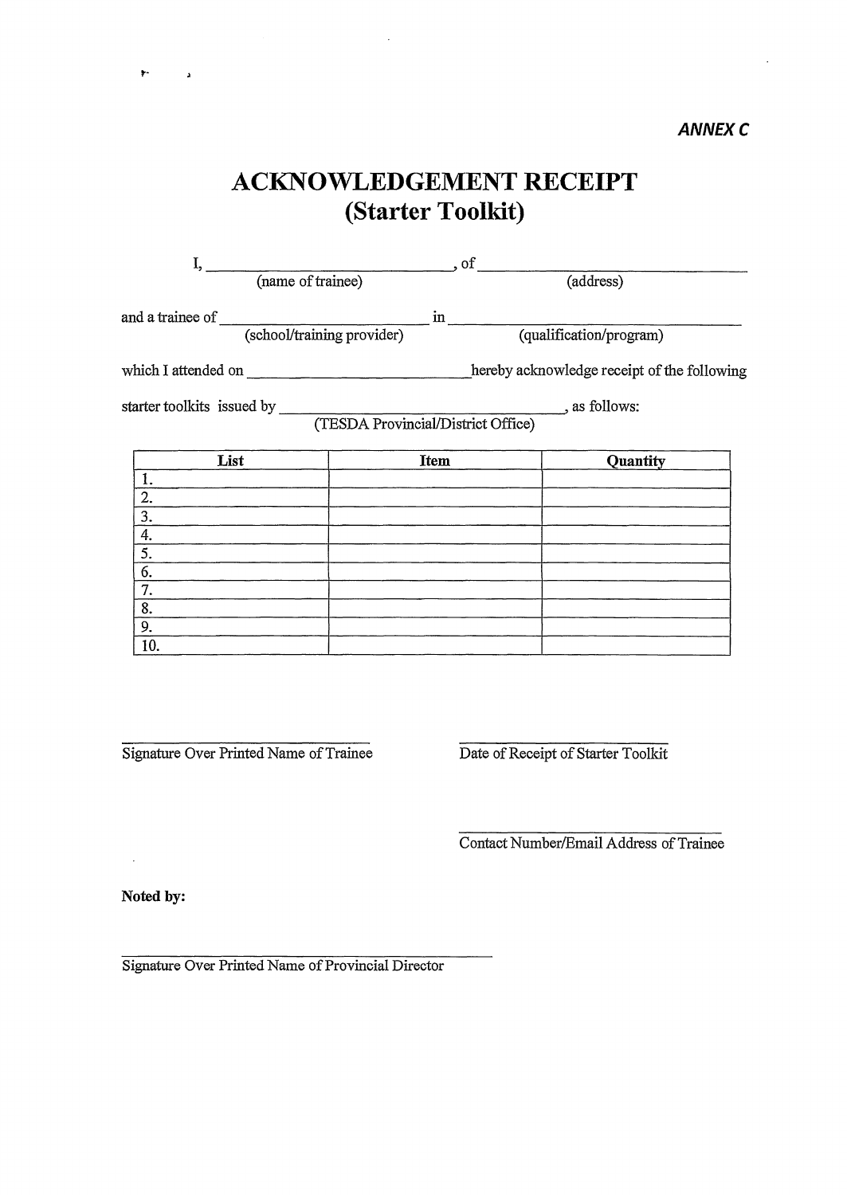*ANNEX C*

# ACKNOWLEDGEMENT RECEIPT
## (Starter Toolkit)

I, ______________________________ (name of trainee), of ______________________________ (address)

and a trainee of ______________________________ (school/training provider) in ______________________________ (qualification/program)

which I attended on ______________________________ hereby acknowledge receipt of the following

starter toolkits issued by ______________________________ (TESDA Provincial/District Office), as follows:

| List | Item | Quantity |
|---|---|---|
| 1. | | |
| 2. | | |
| 3. | | |
| 4. | | |
| 5. | | |
| 6. | | |
| 7. | | |
| 8. | | |
| 9. | | |
| 10. | | |

______________________________
Signature Over Printed Name of Trainee

______________________________
Date of Receipt of Starter Toolkit

______________________________
Contact Number/Email Address of Trainee

**Noted by:**

______________________________
Signature Over Printed Name of Provincial Director